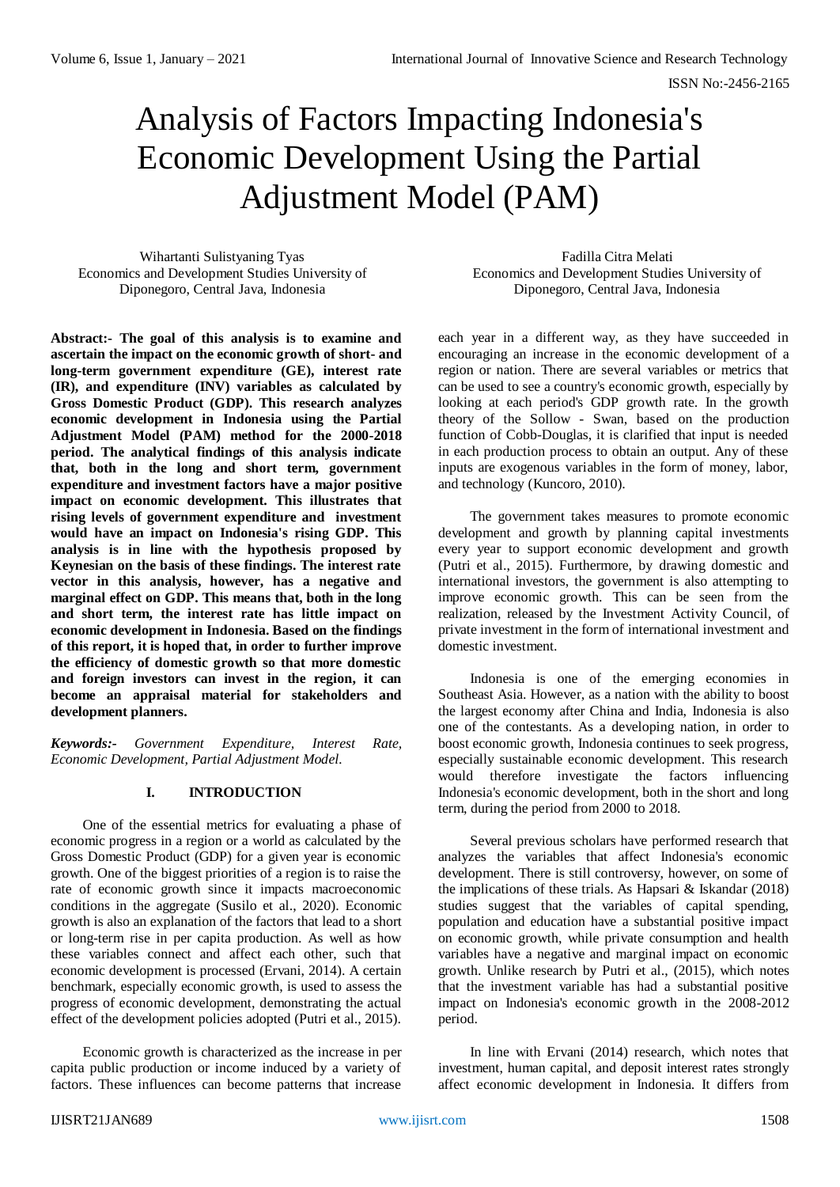# Analysis of Factors Impacting Indonesia's Economic Development Using the Partial Adjustment Model (PAM)

Wihartanti Sulistyaning Tyas
Economics and Development Studies University of Diponegoro, Central Java, Indonesia

Fadilla Citra Melati
Economics and Development Studies University of Diponegoro, Central Java, Indonesia

**Abstract:- The goal of this analysis is to examine and ascertain the impact on the economic growth of short- and long-term government expenditure (GE), interest rate (IR), and expenditure (INV) variables as calculated by Gross Domestic Product (GDP). This research analyzes economic development in Indonesia using the Partial Adjustment Model (PAM) method for the 2000-2018 period. The analytical findings of this analysis indicate that, both in the long and short term, government expenditure and investment factors have a major positive impact on economic development. This illustrates that rising levels of government expenditure and investment would have an impact on Indonesia's rising GDP. This analysis is in line with the hypothesis proposed by Keynesian on the basis of these findings. The interest rate vector in this analysis, however, has a negative and marginal effect on GDP. This means that, both in the long and short term, the interest rate has little impact on economic development in Indonesia. Based on the findings of this report, it is hoped that, in order to further improve the efficiency of domestic growth so that more domestic and foreign investors can invest in the region, it can become an appraisal material for stakeholders and development planners.**

***Keywords:-*** *Government Expenditure, Interest Rate, Economic Development, Partial Adjustment Model.*

## I. INTRODUCTION

One of the essential metrics for evaluating a phase of economic progress in a region or a world as calculated by the Gross Domestic Product (GDP) for a given year is economic growth. One of the biggest priorities of a region is to raise the rate of economic growth since it impacts macroeconomic conditions in the aggregate (Susilo et al., 2020). Economic growth is also an explanation of the factors that lead to a short or long-term rise in per capita production. As well as how these variables connect and affect each other, such that economic development is processed (Ervani, 2014). A certain benchmark, especially economic growth, is used to assess the progress of economic development, demonstrating the actual effect of the development policies adopted (Putri et al., 2015).

Economic growth is characterized as the increase in per capita public production or income induced by a variety of factors. These influences can become patterns that increase each year in a different way, as they have succeeded in encouraging an increase in the economic development of a region or nation. There are several variables or metrics that can be used to see a country's economic growth, especially by looking at each period's GDP growth rate. In the growth theory of the Sollow - Swan, based on the production function of Cobb-Douglas, it is clarified that input is needed in each production process to obtain an output. Any of these inputs are exogenous variables in the form of money, labor, and technology (Kuncoro, 2010).

The government takes measures to promote economic development and growth by planning capital investments every year to support economic development and growth (Putri et al., 2015). Furthermore, by drawing domestic and international investors, the government is also attempting to improve economic growth. This can be seen from the realization, released by the Investment Activity Council, of private investment in the form of international investment and domestic investment.

Indonesia is one of the emerging economies in Southeast Asia. However, as a nation with the ability to boost the largest economy after China and India, Indonesia is also one of the contestants. As a developing nation, in order to boost economic growth, Indonesia continues to seek progress, especially sustainable economic development. This research would therefore investigate the factors influencing Indonesia's economic development, both in the short and long term, during the period from 2000 to 2018.

Several previous scholars have performed research that analyzes the variables that affect Indonesia's economic development. There is still controversy, however, on some of the implications of these trials. As Hapsari & Iskandar (2018) studies suggest that the variables of capital spending, population and education have a substantial positive impact on economic growth, while private consumption and health variables have a negative and marginal impact on economic growth. Unlike research by Putri et al., (2015), which notes that the investment variable has had a substantial positive impact on Indonesia's economic growth in the 2008-2012 period.

In line with Ervani (2014) research, which notes that investment, human capital, and deposit interest rates strongly affect economic development in Indonesia. It differs from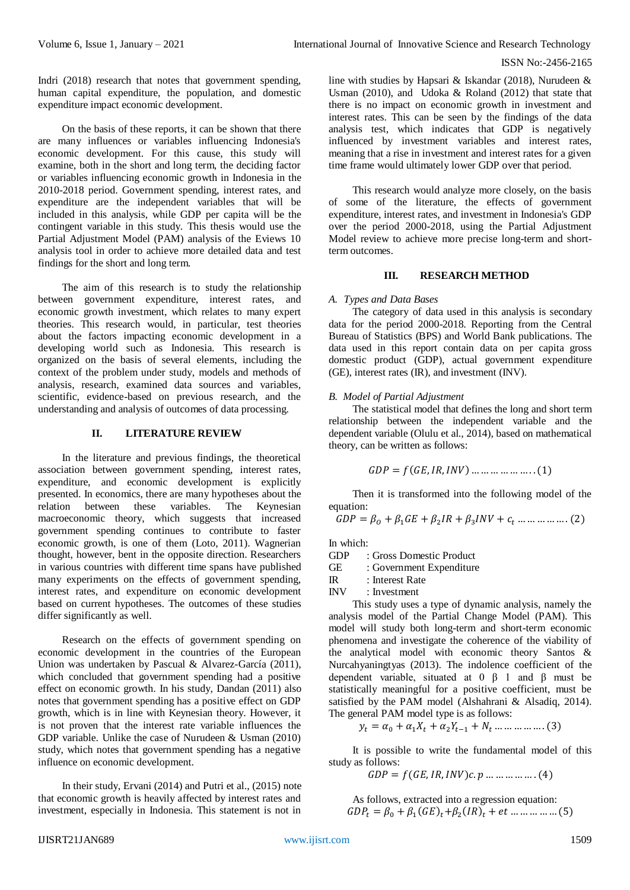Indri (2018) research that notes that government spending, human capital expenditure, the population, and domestic expenditure impact economic development.

On the basis of these reports, it can be shown that there are many influences or variables influencing Indonesia's economic development. For this cause, this study will examine, both in the short and long term, the deciding factor or variables influencing economic growth in Indonesia in the 2010-2018 period. Government spending, interest rates, and expenditure are the independent variables that will be included in this analysis, while GDP per capita will be the contingent variable in this study. This thesis would use the Partial Adjustment Model (PAM) analysis of the Eviews 10 analysis tool in order to achieve more detailed data and test findings for the short and long term.

The aim of this research is to study the relationship between government expenditure, interest rates, and economic growth investment, which relates to many expert theories. This research would, in particular, test theories about the factors impacting economic development in a developing world such as Indonesia. This research is organized on the basis of several elements, including the context of the problem under study, models and methods of analysis, research, examined data sources and variables, scientific, evidence-based on previous research, and the understanding and analysis of outcomes of data processing.

## II. LITERATURE REVIEW

In the literature and previous findings, the theoretical association between government spending, interest rates, expenditure, and economic development is explicitly presented. In economics, there are many hypotheses about the relation between these variables. The Keynesian macroeconomic theory, which suggests that increased government spending continues to contribute to faster economic growth, is one of them (Loto, 2011). Wagnerian thought, however, bent in the opposite direction. Researchers in various countries with different time spans have published many experiments on the effects of government spending, interest rates, and expenditure on economic development based on current hypotheses. The outcomes of these studies differ significantly as well.

Research on the effects of government spending on economic development in the countries of the European Union was undertaken by Pascual & Alvarez-García (2011), which concluded that government spending had a positive effect on economic growth. In his study, Dandan (2011) also notes that government spending has a positive effect on GDP growth, which is in line with Keynesian theory. However, it is not proven that the interest rate variable influences the GDP variable. Unlike the case of Nurudeen & Usman (2010) study, which notes that government spending has a negative influence on economic development.

In their study, Ervani (2014) and Putri et al., (2015) note that economic growth is heavily affected by interest rates and investment, especially in Indonesia. This statement is not in line with studies by Hapsari & Iskandar (2018), Nurudeen & Usman (2010), and Udoka & Roland (2012) that state that there is no impact on economic growth in investment and interest rates. This can be seen by the findings of the data analysis test, which indicates that GDP is negatively influenced by investment variables and interest rates, meaning that a rise in investment and interest rates for a given time frame would ultimately lower GDP over that period.

This research would analyze more closely, on the basis of some of the literature, the effects of government expenditure, interest rates, and investment in Indonesia's GDP over the period 2000-2018, using the Partial Adjustment Model review to achieve more precise long-term and short-term outcomes.

## III. RESEARCH METHOD

### *A. Types and Data Bases*

The category of data used in this analysis is secondary data for the period 2000-2018. Reporting from the Central Bureau of Statistics (BPS) and World Bank publications. The data used in this report contain data on per capita gross domestic product (GDP), actual government expenditure (GE), interest rates (IR), and investment (INV).

### *B. Model of Partial Adjustment*

The statistical model that defines the long and short term relationship between the independent variable and the dependent variable (Olulu et al., 2014), based on mathematical theory, can be written as follows:

$$GDP = f(GE, IR, INV) \ldots\ldots\ldots\ldots\ldots..(1)$$

Then it is transformed into the following model of the equation:

$$GDP = \beta_O + \beta_1 GE + \beta_2 IR + \beta_3 INV + c_t \ldots\ldots\ldots\ldots. (2)$$

In which:

GDP : Gross Domestic Product
GE : Government Expenditure
IR : Interest Rate
INV : Investment

This study uses a type of dynamic analysis, namely the analysis model of the Partial Change Model (PAM). This model will study both long-term and short-term economic phenomena and investigate the coherence of the viability of the analytical model with economic theory Santos & Nurcahyaningtyas (2013). The indolence coefficient of the dependent variable, situated at 0 β 1 and β must be statistically meaningful for a positive coefficient, must be satisfied by the PAM model (Alshahrani & Alsadiq, 2014). The general PAM model type is as follows:

$$y_t = \alpha_0 + \alpha_1 X_t + \alpha_2 Y_{t-1} + N_t \ldots\ldots\ldots\ldots. (3)$$

It is possible to write the fundamental model of this study as follows:

$$GDP = f(GE, IR, INV)c.p \ldots\ldots\ldots\ldots. (4)$$

As follows, extracted into a regression equation:

$$GDP_t = \beta_0 + \beta_1 (GE)_t + \beta_2 (IR)_t + et \ldots\ldots\ldots\ldots (5)$$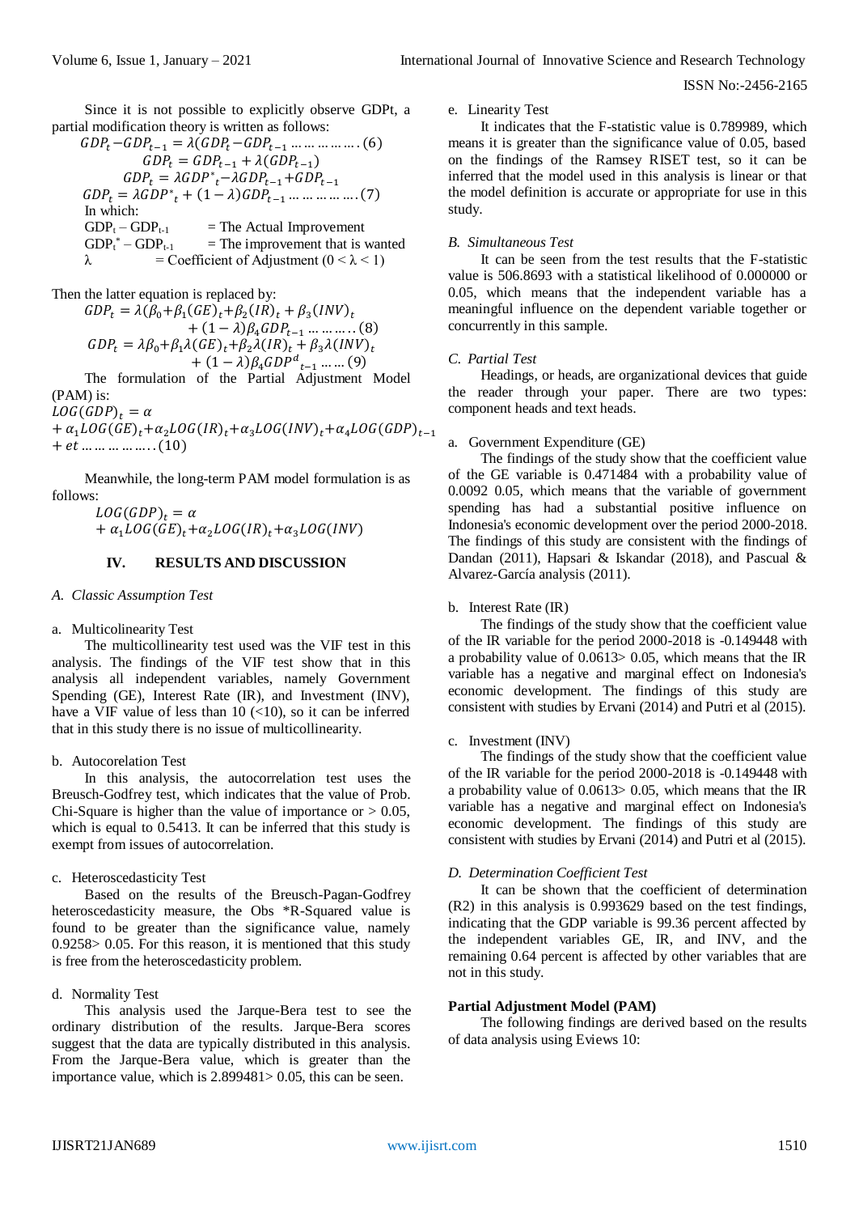Since it is not possible to explicitly observe GDPt, a partial modification theory is written as follows:

$$GDP_t - GDP_{t-1} = \lambda(GDP_t - GDP_{t-1} \ldots\ldots\ldots\ldots (6)$$

$$GDP_t = GDP_{t-1} + \lambda(GDP_{t-1})$$

$$GDP_t = \lambda GDP^*_t - \lambda GDP_{t-1} + GDP_{t-1}$$

$$GDP_t = \lambda GDP^*_t + (1-\lambda)GDP_{t-1} \ldots\ldots\ldots\ldots (7)$$

In which:

$GDP_t - GDP_{t-1}$ = The Actual Improvement

$GDP_t^* - GDP_{t-1}$ = The improvement that is wanted

$\lambda$ = Coefficient of Adjustment ($0 < \lambda < 1$)

Then the latter equation is replaced by:

$$GDP_t = \lambda(\beta_0 + \beta_1(GE)_t + \beta_2(IR)_t + \beta_3(INV)_t + (1-\lambda)\beta_4 GDP_{t-1} \ldots\ldots\ldots (8)$$

$$GDP_t = \lambda\beta_0 + \beta_1\lambda(GE)_t + \beta_2\lambda(IR)_t + \beta_3\lambda(INV)_t + (1-\lambda)\beta_4 GDP^d{}_{t-1} \ldots\ldots (9)$$

The formulation of the Partial Adjustment Model (PAM) is:

$$LOG(GDP)_t = \alpha + \alpha_1 LOG(GE)_t + \alpha_2 LOG(IR)_t + \alpha_3 LOG(INV)_t + \alpha_4 LOG(GDP)_{t-1} + et \ldots\ldots\ldots\ldots (10)$$

Meanwhile, the long-term PAM model formulation is as follows:

$$LOG(GDP)_t = \alpha + \alpha_1 LOG(GE)_t + \alpha_2 LOG(IR)_t + \alpha_3 LOG(INV)$$

## IV. RESULTS AND DISCUSSION

### *A. Classic Assumption Test*

a. Multicolinearity Test

The multicollinearity test used was the VIF test in this analysis. The findings of the VIF test show that in this analysis all independent variables, namely Government Spending (GE), Interest Rate (IR), and Investment (INV), have a VIF value of less than 10 (<10), so it can be inferred that in this study there is no issue of multicollinearity.

b. Autocorelation Test

In this analysis, the autocorrelation test uses the Breusch-Godfrey test, which indicates that the value of Prob. Chi-Square is higher than the value of importance or > 0.05, which is equal to 0.5413. It can be inferred that this study is exempt from issues of autocorrelation.

c. Heteroscedasticity Test

Based on the results of the Breusch-Pagan-Godfrey heteroscedasticity measure, the Obs *R-Squared value is found to be greater than the significance value, namely 0.9258> 0.05. For this reason, it is mentioned that this study is free from the heteroscedasticity problem.

d. Normality Test

This analysis used the Jarque-Bera test to see the ordinary distribution of the results. Jarque-Bera scores suggest that the data are typically distributed in this analysis. From the Jarque-Bera value, which is greater than the importance value, which is 2.899481> 0.05, this can be seen.

e. Linearity Test

It indicates that the F-statistic value is 0.789989, which means it is greater than the significance value of 0.05, based on the findings of the Ramsey RISET test, so it can be inferred that the model used in this analysis is linear or that the model definition is accurate or appropriate for use in this study.

### *B. Simultaneous Test*

It can be seen from the test results that the F-statistic value is 506.8693 with a statistical likelihood of 0.000000 or 0.05, which means that the independent variable has a meaningful influence on the dependent variable together or concurrently in this sample.

### *C. Partial Test*

Headings, or heads, are organizational devices that guide the reader through your paper. There are two types: component heads and text heads.

a. Government Expenditure (GE)

The findings of the study show that the coefficient value of the GE variable is 0.471484 with a probability value of 0.0092 0.05, which means that the variable of government spending has had a substantial positive influence on Indonesia's economic development over the period 2000-2018. The findings of this study are consistent with the findings of Dandan (2011), Hapsari & Iskandar (2018), and Pascual & Alvarez-García analysis (2011).

b. Interest Rate (IR)

The findings of the study show that the coefficient value of the IR variable for the period 2000-2018 is -0.149448 with a probability value of 0.0613> 0.05, which means that the IR variable has a negative and marginal effect on Indonesia's economic development. The findings of this study are consistent with studies by Ervani (2014) and Putri et al (2015).

c. Investment (INV)

The findings of the study show that the coefficient value of the IR variable for the period 2000-2018 is -0.149448 with a probability value of 0.0613> 0.05, which means that the IR variable has a negative and marginal effect on Indonesia's economic development. The findings of this study are consistent with studies by Ervani (2014) and Putri et al (2015).

### *D. Determination Coefficient Test*

It can be shown that the coefficient of determination (R2) in this analysis is 0.993629 based on the test findings, indicating that the GDP variable is 99.36 percent affected by the independent variables GE, IR, and INV, and the remaining 0.64 percent is affected by other variables that are not in this study.

**Partial Adjustment Model (PAM)**

The following findings are derived based on the results of data analysis using Eviews 10: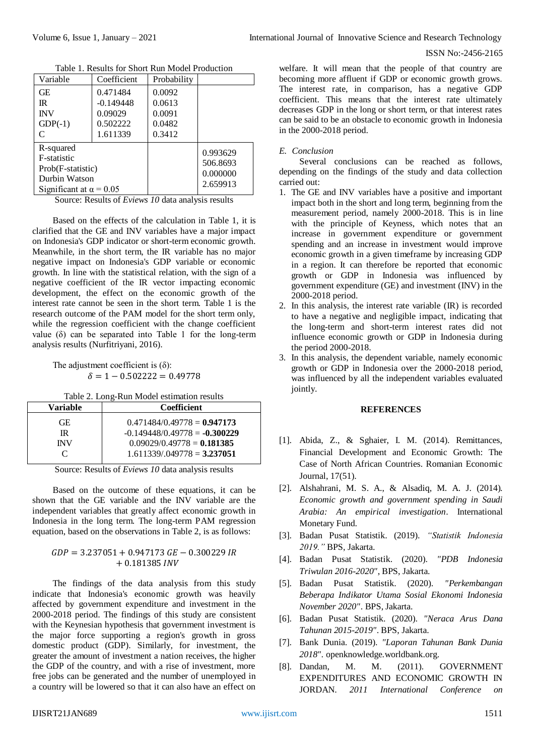Table 1. Results for Short Run Model Production

| Variable | Coefficient | Probability | |
|---|---|---|---|
| GE | 0.471484 | 0.0092 | |
| IR | -0.149448 | 0.0613 | |
| INV | 0.09029 | 0.0091 | |
| GDP(-1) | 0.502222 | 0.0482 | |
| C | 1.611339 | 0.3412 | |
| R-squared | | | 0.993629 |
| F-statistic | | | 506.8693 |
| Prob(F-statistic) | | | 0.000000 |
| Durbin Watson | | | 2.659913 |
| Significant at $\alpha = 0.05$ | | | |

Source: Results of *Eviews 10* data analysis results

Based on the effects of the calculation in Table 1, it is clarified that the GE and INV variables have a major impact on Indonesia's GDP indicator or short-term economic growth. Meanwhile, in the short term, the IR variable has no major negative impact on Indonesia's GDP variable or economic growth. In line with the statistical relation, with the sign of a negative coefficient of the IR vector impacting economic development, the effect on the economic growth of the interest rate cannot be seen in the short term. Table 1 is the research outcome of the PAM model for the short term only, while the regression coefficient with the change coefficient value (δ) can be separated into Table 1 for the long-term analysis results (Nurfitriyani, 2016).

The adjustment coefficient is (δ):

$$\delta = 1 - 0.502222 = 0.49778$$

Table 2. Long-Run Model estimation results

| Variable | Coefficient |
|---|---|
| GE | 0.471484/0.49778 = **0.947173** |
| IR | -0.149448/0.49778 = **-0.300229** |
| INV | 0.09029/0.49778 = **0.181385** |
| C | 1.611339/.049778 = **3.237051** |

Source: Results of *Eviews 10* data analysis results

Based on the outcome of these equations, it can be shown that the GE variable and the INV variable are the independent variables that greatly affect economic growth in Indonesia in the long term. The long-term PAM regression equation, based on the observations in Table 2, is as follows:

$$GDP = 3.237051 + 0.947173\ GE - 0.300229\ IR + 0.181385\ INV$$

The findings of the data analysis from this study indicate that Indonesia's economic growth was heavily affected by government expenditure and investment in the 2000-2018 period. The findings of this study are consistent with the Keynesian hypothesis that government investment is the major force supporting a region's growth in gross domestic product (GDP). Similarly, for investment, the greater the amount of investment a nation receives, the higher the GDP of the country, and with a rise of investment, more free jobs can be generated and the number of unemployed in a country will be lowered so that it can also have an effect on welfare. It will mean that the people of that country are becoming more affluent if GDP or economic growth grows. The interest rate, in comparison, has a negative GDP coefficient. This means that the interest rate ultimately decreases GDP in the long or short term, or that interest rates can be said to be an obstacle to economic growth in Indonesia in the 2000-2018 period.

### *E. Conclusion*

Several conclusions can be reached as follows, depending on the findings of the study and data collection carried out:

1. The GE and INV variables have a positive and important impact both in the short and long term, beginning from the measurement period, namely 2000-2018. This is in line with the principle of Keyness, which notes that an increase in government expenditure or government spending and an increase in investment would improve economic growth in a given timeframe by increasing GDP in a region. It can therefore be reported that economic growth or GDP in Indonesia was influenced by government expenditure (GE) and investment (INV) in the 2000-2018 period.
2. In this analysis, the interest rate variable (IR) is recorded to have a negative and negligible impact, indicating that the long-term and short-term interest rates did not influence economic growth or GDP in Indonesia during the period 2000-2018.
3. In this analysis, the dependent variable, namely economic growth or GDP in Indonesia over the 2000-2018 period, was influenced by all the independent variables evaluated jointly.

## REFERENCES

[1]. Abida, Z., & Sghaier, I. M. (2014). Remittances, Financial Development and Economic Growth: The Case of North African Countries. Romanian Economic Journal, 17(51).

[2]. Alshahrani, M. S. A., & Alsadiq, M. A. J. (2014). *Economic growth and government spending in Saudi Arabia: An empirical investigation*. International Monetary Fund.

[3]. Badan Pusat Statistik. (2019). *"Statistik Indonesia 2019."* BPS, Jakarta.

[4]. Badan Pusat Statistik. (2020). *"PDB Indonesia Triwulan 2016-2020"*, BPS, Jakarta.

[5]. Badan Pusat Statistik. (2020). *"Perkembangan Beberapa Indikator Utama Sosial Ekonomi Indonesia November 2020"*. BPS, Jakarta.

[6]. Badan Pusat Statistik. (2020). *"Neraca Arus Dana Tahunan 2015-2019"*. BPS, Jakarta.

[7]. Bank Dunia. (2019). *"Laporan Tahunan Bank Dunia 2018"*. openknowledge.worldbank.org.

[8]. Dandan, M. M. (2011). GOVERNMENT EXPENDITURES AND ECONOMIC GROWTH IN JORDAN. *2011 International Conference on*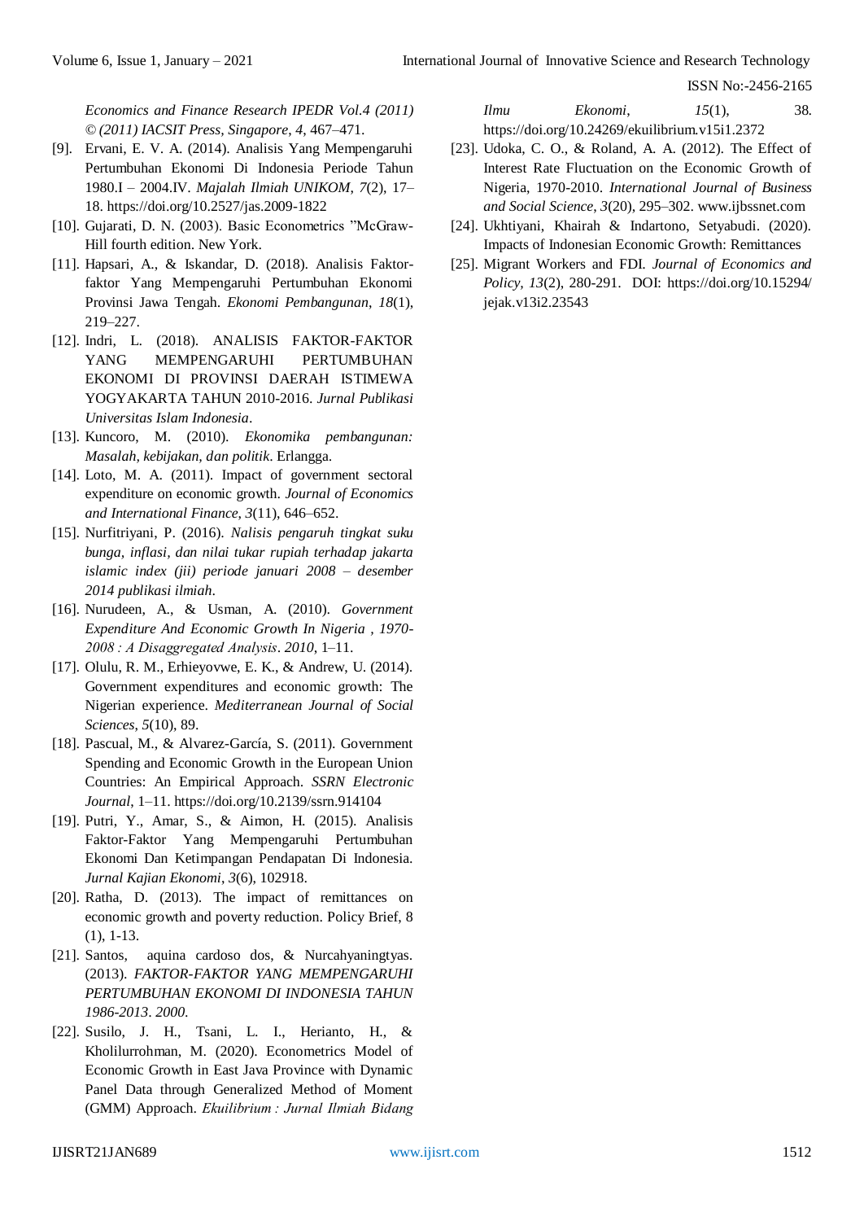*Economics and Finance Research IPEDR Vol.4 (2011) © (2011) IACSIT Press, Singapore*, *4*, 467–471.

[9]. Ervani, E. V. A. (2014). Analisis Yang Mempengaruhi Pertumbuhan Ekonomi Di Indonesia Periode Tahun 1980.I – 2004.IV. *Majalah Ilmiah UNIKOM*, *7*(2), 17–18. https://doi.org/10.2527/jas.2009-1822

[10]. Gujarati, D. N. (2003). Basic Econometrics "McGraw-Hill fourth edition. New York.

[11]. Hapsari, A., & Iskandar, D. (2018). Analisis Faktor-faktor Yang Mempengaruhi Pertumbuhan Ekonomi Provinsi Jawa Tengah. *Ekonomi Pembangunan*, *18*(1), 219–227.

[12]. Indri, L. (2018). ANALISIS FAKTOR-FAKTOR YANG MEMPENGARUHI PERTUMBUHAN EKONOMI DI PROVINSI DAERAH ISTIMEWA YOGYAKARTA TAHUN 2010-2016. *Jurnal Publikasi Universitas Islam Indonesia*.

[13]. Kuncoro, M. (2010). *Ekonomika pembangunan: Masalah, kebijakan, dan politik*. Erlangga.

[14]. Loto, M. A. (2011). Impact of government sectoral expenditure on economic growth. *Journal of Economics and International Finance*, *3*(11), 646–652.

[15]. Nurfitriyani, P. (2016). *Nalisis pengaruh tingkat suku bunga, inflasi, dan nilai tukar rupiah terhadap jakarta islamic index (jii) periode januari 2008 – desember 2014 publikasi ilmiah*.

[16]. Nurudeen, A., & Usman, A. (2010). *Government Expenditure And Economic Growth In Nigeria , 1970-2008 : A Disaggregated Analysis*. *2010*, 1–11.

[17]. Olulu, R. M., Erhieyovwe, E. K., & Andrew, U. (2014). Government expenditures and economic growth: The Nigerian experience. *Mediterranean Journal of Social Sciences*, *5*(10), 89.

[18]. Pascual, M., & Alvarez-García, S. (2011). Government Spending and Economic Growth in the European Union Countries: An Empirical Approach. *SSRN Electronic Journal*, 1–11. https://doi.org/10.2139/ssrn.914104

[19]. Putri, Y., Amar, S., & Aimon, H. (2015). Analisis Faktor-Faktor Yang Mempengaruhi Pertumbuhan Ekonomi Dan Ketimpangan Pendapatan Di Indonesia. *Jurnal Kajian Ekonomi*, *3*(6), 102918.

[20]. Ratha, D. (2013). The impact of remittances on economic growth and poverty reduction. Policy Brief, 8 (1), 1-13.

[21]. Santos, aquina cardoso dos, & Nurcahyaningtyas. (2013). *FAKTOR-FAKTOR YANG MEMPENGARUHI PERTUMBUHAN EKONOMI DI INDONESIA TAHUN 1986-2013*. *2000*.

[22]. Susilo, J. H., Tsani, L. I., Herianto, H., & Kholilurrohman, M. (2020). Econometrics Model of Economic Growth in East Java Province with Dynamic Panel Data through Generalized Method of Moment (GMM) Approach. *Ekuilibrium : Jurnal Ilmiah Bidang Ilmu Ekonomi*, *15*(1), 38. https://doi.org/10.24269/ekuilibrium.v15i1.2372

[23]. Udoka, C. O., & Roland, A. A. (2012). The Effect of Interest Rate Fluctuation on the Economic Growth of Nigeria, 1970-2010. *International Journal of Business and Social Science*, *3*(20), 295–302. www.ijbssnet.com

[24]. Ukhtiyani, Khairah & Indartono, Setyabudi. (2020). Impacts of Indonesian Economic Growth: Remittances

[25]. Migrant Workers and FDI. *Journal of Economics and Policy, 13*(2), 280-291. DOI: https://doi.org/10.15294/jejak.v13i2.23543